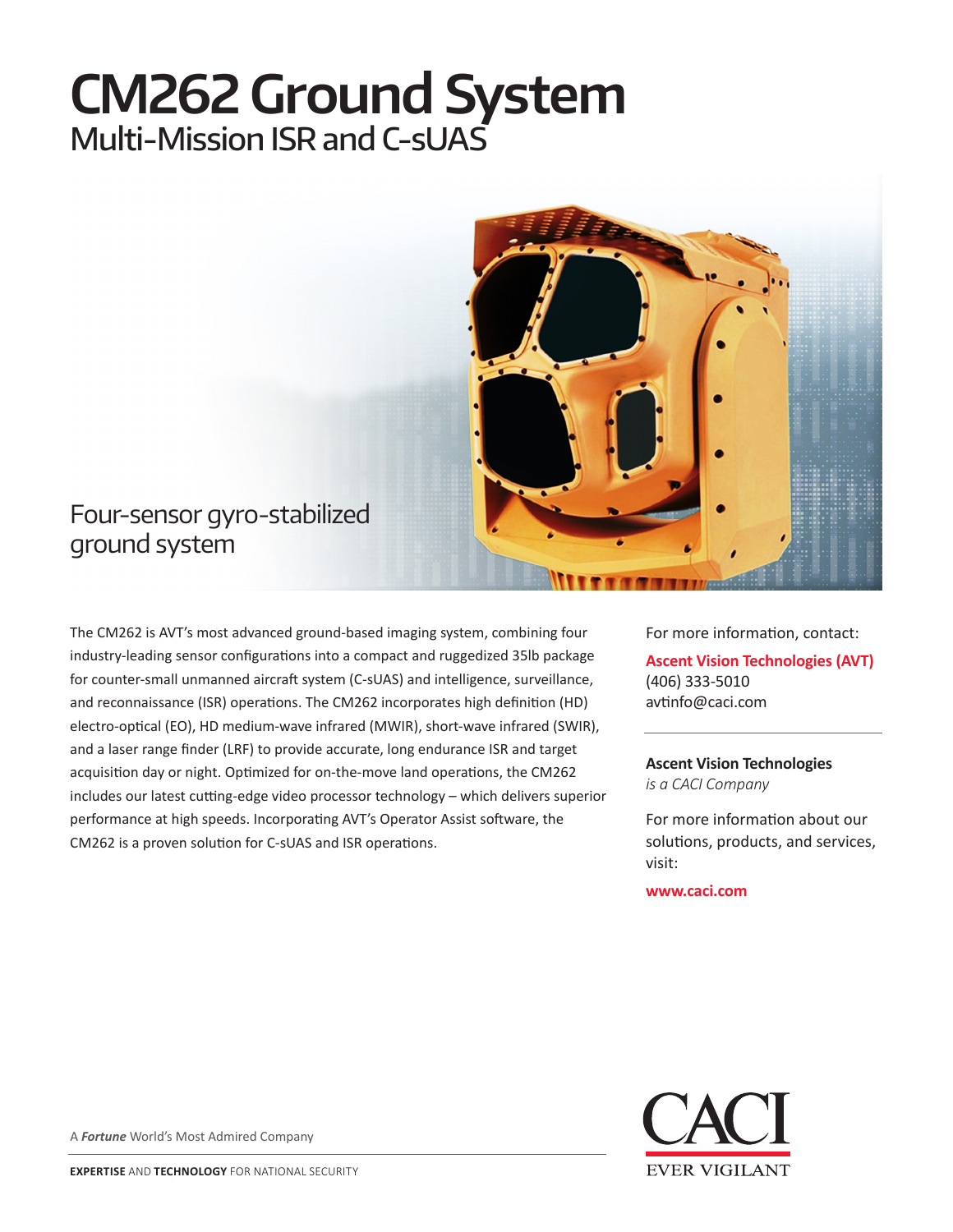# CM262 Ground System

## Multi-Mission ISR and C-sUAS

Four-sensor gyro-stabilized ground system

The CM262 is AVT's most advanced ground-based imaging system, combining four industry-leading sensor configurations into a compact and ruggedized 35lb package for counter-small unmanned aircraft system (C-sUAS) and intelligence, surveillance, and reconnaissance (ISR) operations. The CM262 incorporates high definition (HD) electro-optical (EO), HD medium-wave infrared (MWIR), short-wave infrared (SWIR), and a laser range finder (LRF) to provide accurate, long endurance ISR and target acquisition day or night. Optimized for on-the-move land operations, the CM262 includes our latest cutting-edge video processor technology – which delivers superior performance at high speeds. Incorporating AVT's Operator Assist software, the CM262 is a proven solution for C-sUAS and ISR operations.

For more information, contact:

**Ascent Vision Technologies (AVT)**
(406) 333-5010
avtinfo@caci.com

---

**Ascent Vision Technologies**
*is a CACI Company*

For more information about our solutions, products, and services, visit:

**www.caci.com**

A ***Fortune*** World's Most Admired Company

**EXPERTISE** AND **TECHNOLOGY** FOR NATIONAL SECURITY

CACI
EVER VIGILANT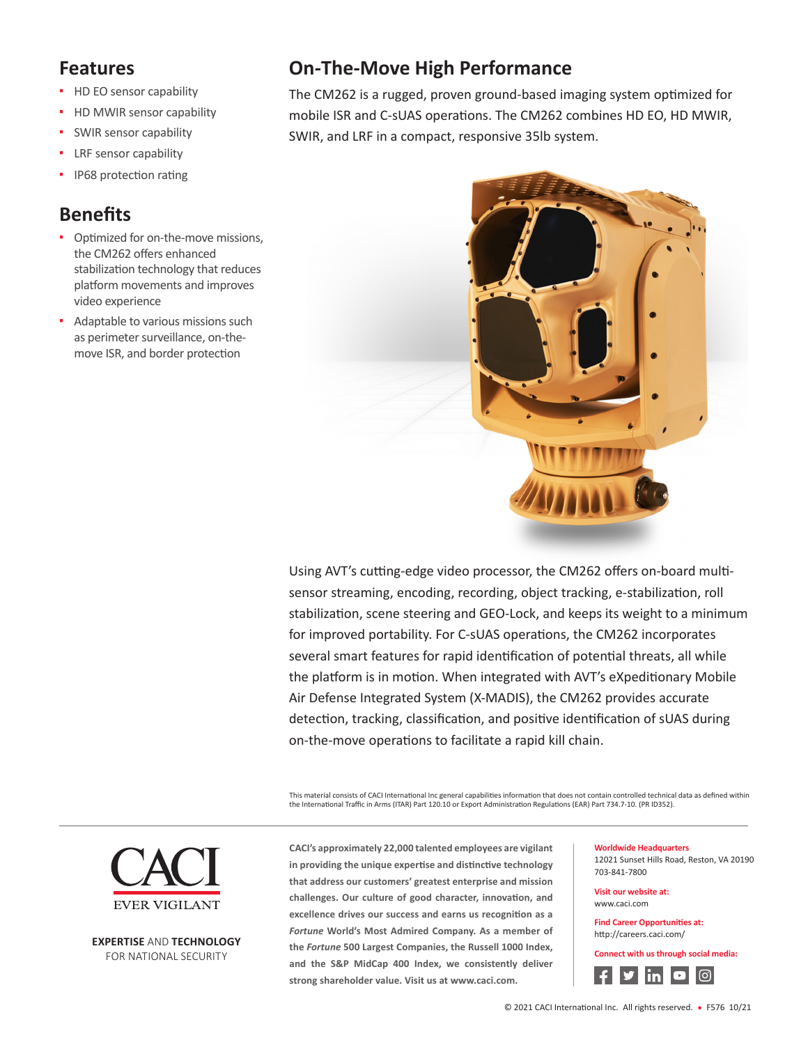## Features

- HD EO sensor capability
- HD MWIR sensor capability
- SWIR sensor capability
- LRF sensor capability
- IP68 protection rating

## Benefits

- Optimized for on-the-move missions, the CM262 offers enhanced stabilization technology that reduces platform movements and improves video experience
- Adaptable to various missions such as perimeter surveillance, on-the-move ISR, and border protection

## On-The-Move High Performance

The CM262 is a rugged, proven ground-based imaging system optimized for mobile ISR and C-sUAS operations. The CM262 combines HD EO, HD MWIR, SWIR, and LRF in a compact, responsive 35lb system.

Using AVT's cutting-edge video processor, the CM262 offers on-board multi-sensor streaming, encoding, recording, object tracking, e-stabilization, roll stabilization, scene steering and GEO-Lock, and keeps its weight to a minimum for improved portability. For C-sUAS operations, the CM262 incorporates several smart features for rapid identification of potential threats, all while the platform is in motion. When integrated with AVT's eXpeditionary Mobile Air Defense Integrated System (X-MADIS), the CM262 provides accurate detection, tracking, classification, and positive identification of sUAS during on-the-move operations to facilitate a rapid kill chain.

This material consists of CACI International Inc general capabilities information that does not contain controlled technical data as defined within the International Traffic in Arms (ITAR) Part 120.10 or Export Administration Regulations (EAR) Part 734.7-10. (PR ID352).

CACI
EVER VIGILANT

**EXPERTISE** AND **TECHNOLOGY**
FOR NATIONAL SECURITY

**CACI's approximately 22,000 talented employees are vigilant in providing the unique expertise and distinctive technology that address our customers' greatest enterprise and mission challenges. Our culture of good character, innovation, and excellence drives our success and earns us recognition as a *Fortune* World's Most Admired Company. As a member of the *Fortune* 500 Largest Companies, the Russell 1000 Index, and the S&P MidCap 400 Index, we consistently deliver strong shareholder value. Visit us at www.caci.com.**

**Worldwide Headquarters**
12021 Sunset Hills Road, Reston, VA 20190
703-841-7800

**Visit our website at:**
www.caci.com

**Find Career Opportunities at:**
http://careers.caci.com/

**Connect with us through social media:**

© 2021 CACI International Inc. All rights reserved. • F576 10/21